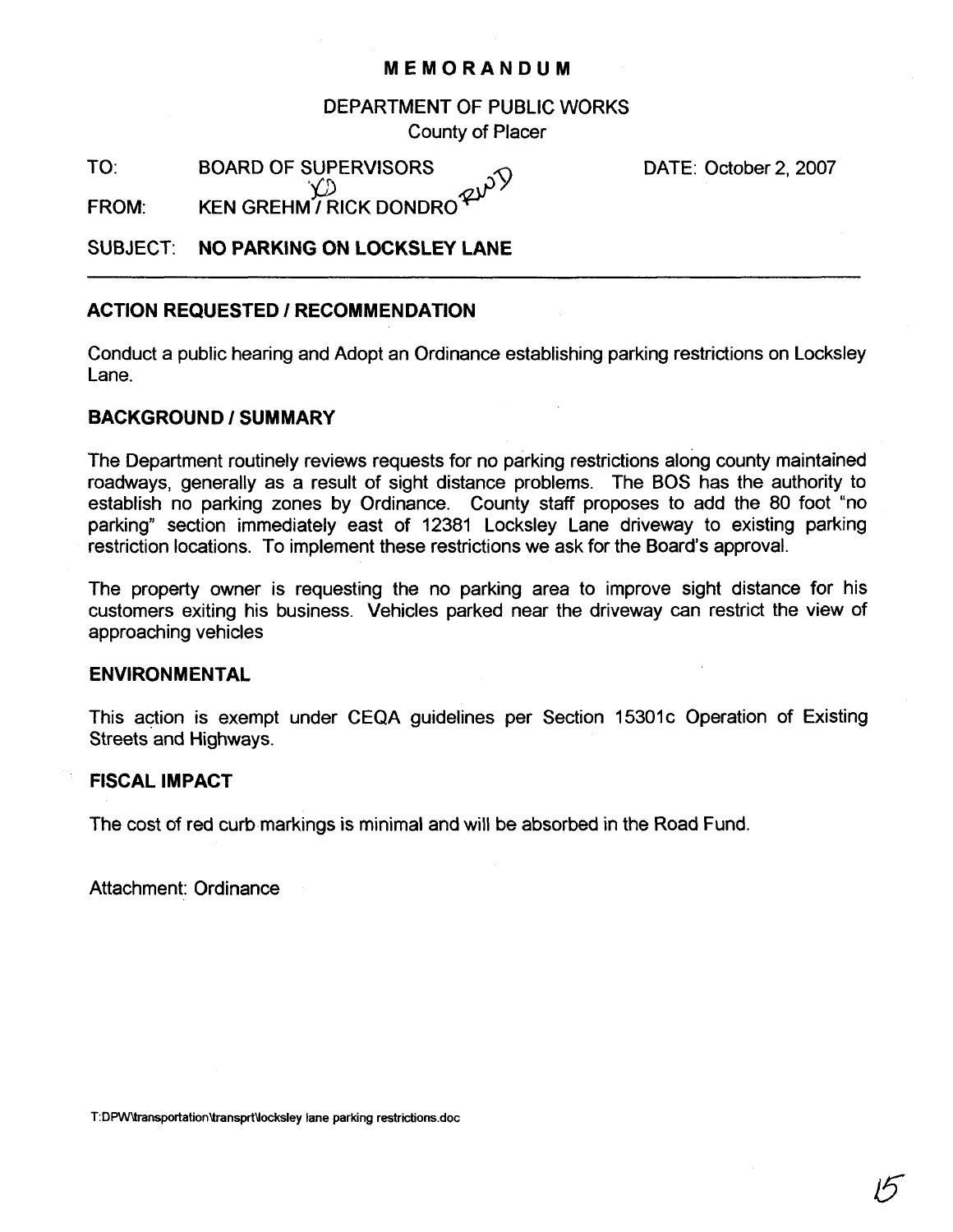# MEMORANDUM

DEPARTMENT OF PUBLIC WORKS
County of Placer

TO: BOARD OF SUPERVISORS

DATE: October 2, 2007

FROM: KEN GREHM / RICK DONDRO

SUBJECT: **NO PARKING ON LOCKSLEY LANE**

---

## ACTION REQUESTED / RECOMMENDATION

Conduct a public hearing and Adopt an Ordinance establishing parking restrictions on Locksley Lane.

## BACKGROUND / SUMMARY

The Department routinely reviews requests for no parking restrictions along county maintained roadways, generally as a result of sight distance problems. The BOS has the authority to establish no parking zones by Ordinance. County staff proposes to add the 80 foot "no parking" section immediately east of 12381 Locksley Lane driveway to existing parking restriction locations. To implement these restrictions we ask for the Board's approval.

The property owner is requesting the no parking area to improve sight distance for his customers exiting his business. Vehicles parked near the driveway can restrict the view of approaching vehicles

## ENVIRONMENTAL

This action is exempt under CEQA guidelines per Section 15301c Operation of Existing Streets and Highways.

## FISCAL IMPACT

The cost of red curb markings is minimal and will be absorbed in the Road Fund.

Attachment: Ordinance

T:DPW\transportation\transprt\locksley lane parking restrictions.doc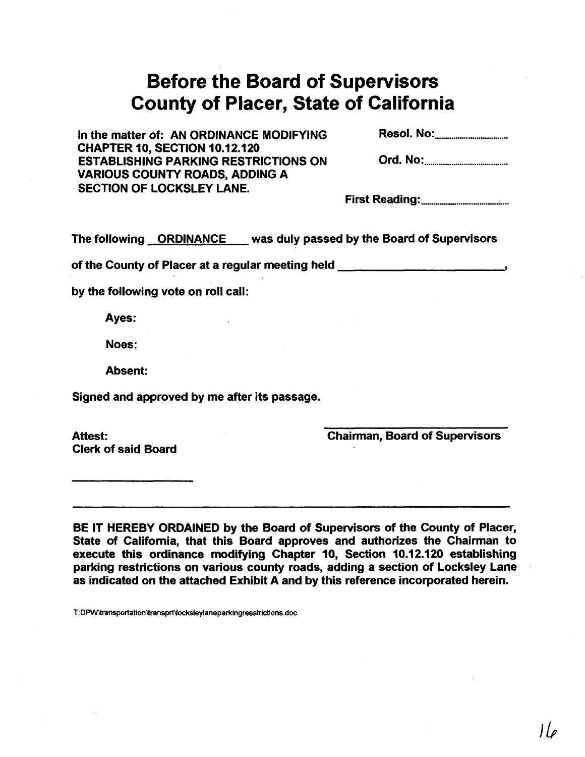# Before the Board of Supervisors
# County of Placer, State of California

In the matter of: AN ORDINANCE MODIFYING CHAPTER 10, SECTION 10.12.120 ESTABLISHING PARKING RESTRICTIONS ON VARIOUS COUNTY ROADS, ADDING A SECTION OF LOCKSLEY LANE.

Resol. No:.................................

Ord. No:.......................................

First Reading:..................................

The following ORDINANCE was duly passed by the Board of Supervisors of the County of Placer at a regular meeting held ____________________________,

by the following vote on roll call:

Ayes:

Noes:

Absent:

Signed and approved by me after its passage.

Attest:
Clerk of said Board

____________________

______________________________
Chairman, Board of Supervisors

---

**BE IT HEREBY ORDAINED by the Board of Supervisors of the County of Placer, State of California, that this Board approves and authorizes the Chairman to execute this ordinance modifying Chapter 10, Section 10.12.120 establishing parking restrictions on various county roads, adding a section of Locksley Lane as indicated on the attached Exhibit A and by this reference incorporated herein.**

T:DPW\transportation\transprt\locksleylaneparkingresstrictions.doc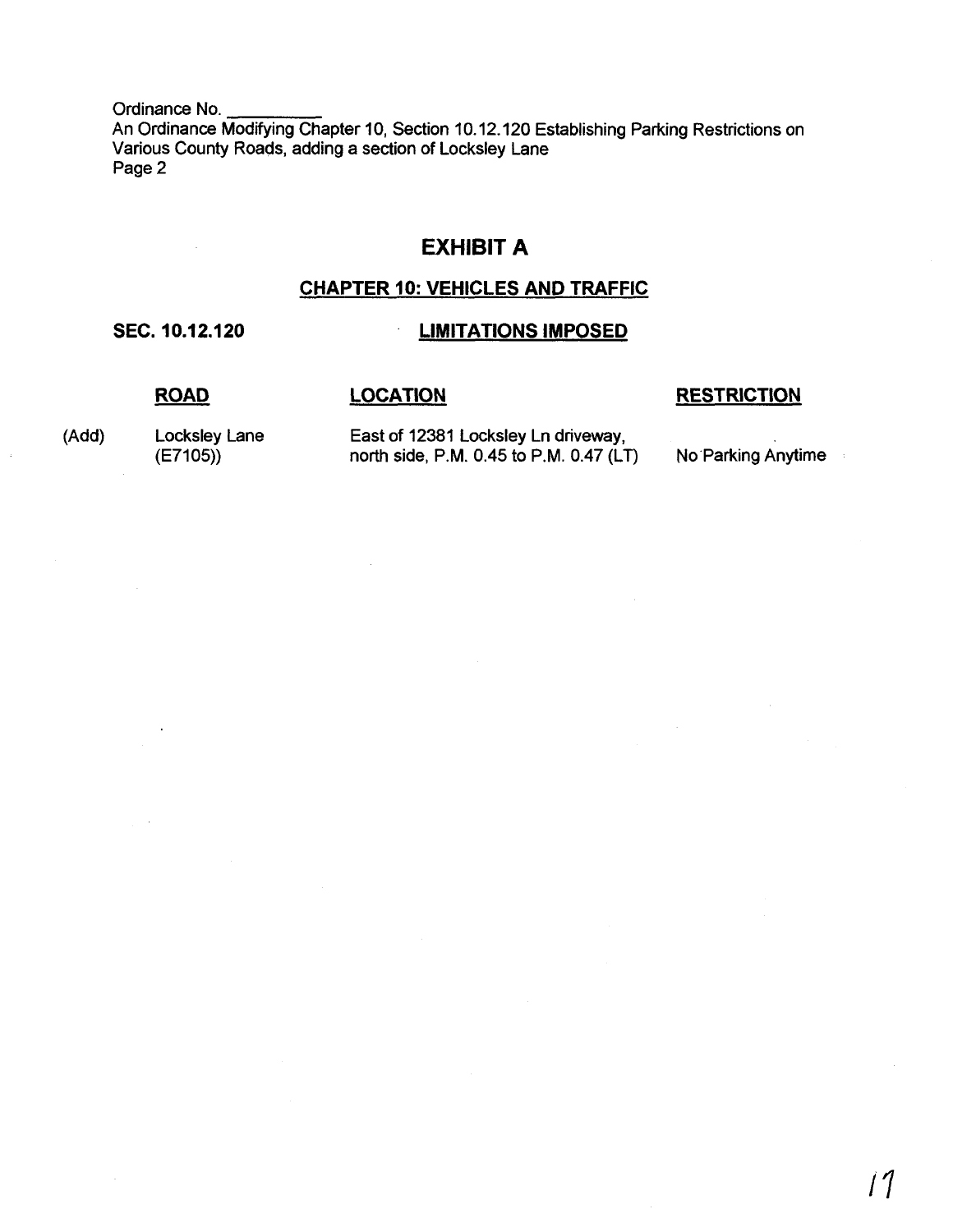Ordinance No. \_\_\_\_\_\_\_\_\_\_
An Ordinance Modifying Chapter 10, Section 10.12.120 Establishing Parking Restrictions on Various County Roads, adding a section of Locksley Lane
Page 2

# EXHIBIT A

## CHAPTER 10: VEHICLES AND TRAFFIC

**SEC. 10.12.120** **LIMITATIONS IMPOSED**

| | ROAD | LOCATION | RESTRICTION |
|---|---|---|---|
| (Add) | Locksley Lane (E7105)) | East of 12381 Locksley Ln driveway, north side, P.M. 0.45 to P.M. 0.47 (LT) | No Parking Anytime |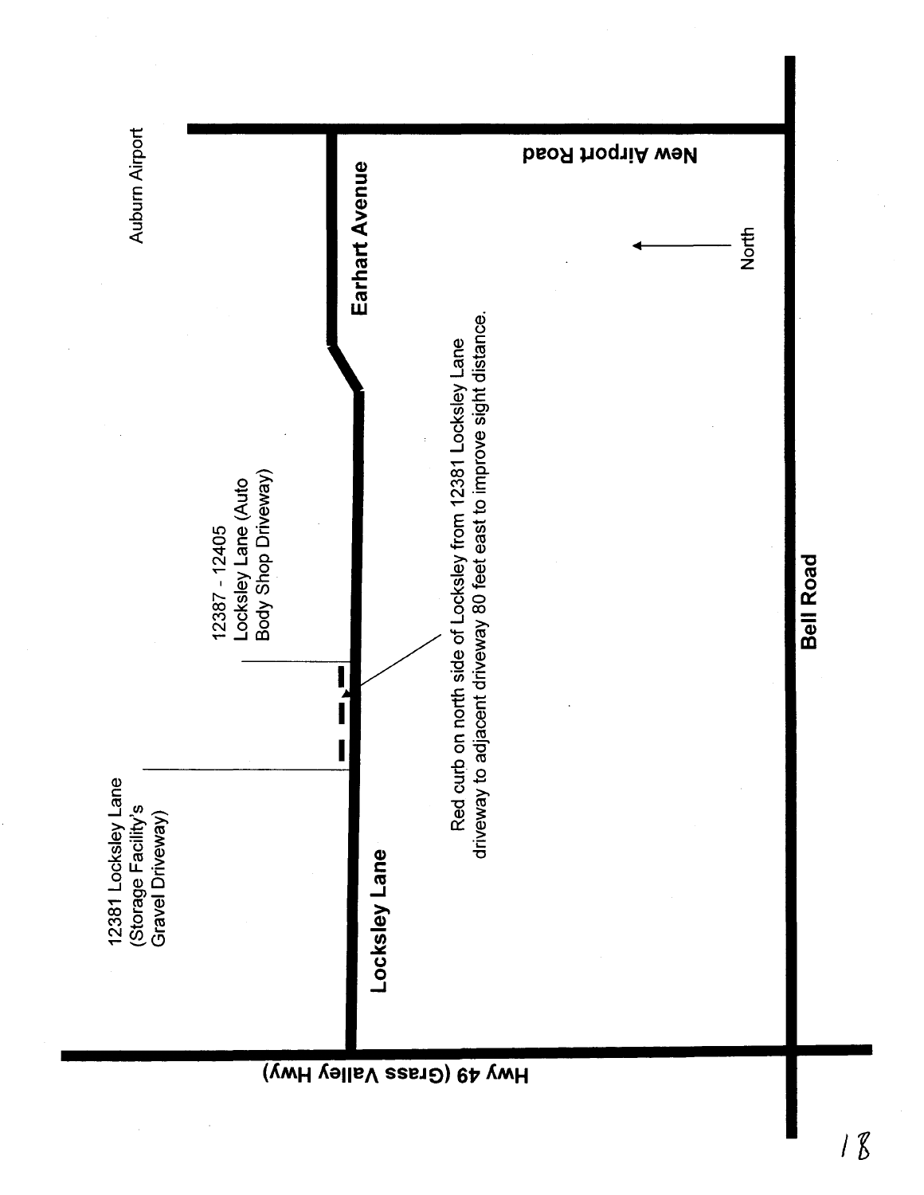Auburn Airport

Earhart Avenue

New Airport Road

North

12387 - 12405
Locksley Lane (Auto
Body Shop Driveway)

Red curb on north side of Locksley from 12381 Locksley Lane
driveway to adjacent driveway 80 feet east to improve sight distance.

12381 Locksley Lane
(Storage Facility's
Gravel Driveway)

Locksley Lane

Bell Road

Hwy 49 (Grass Valley Hwy)